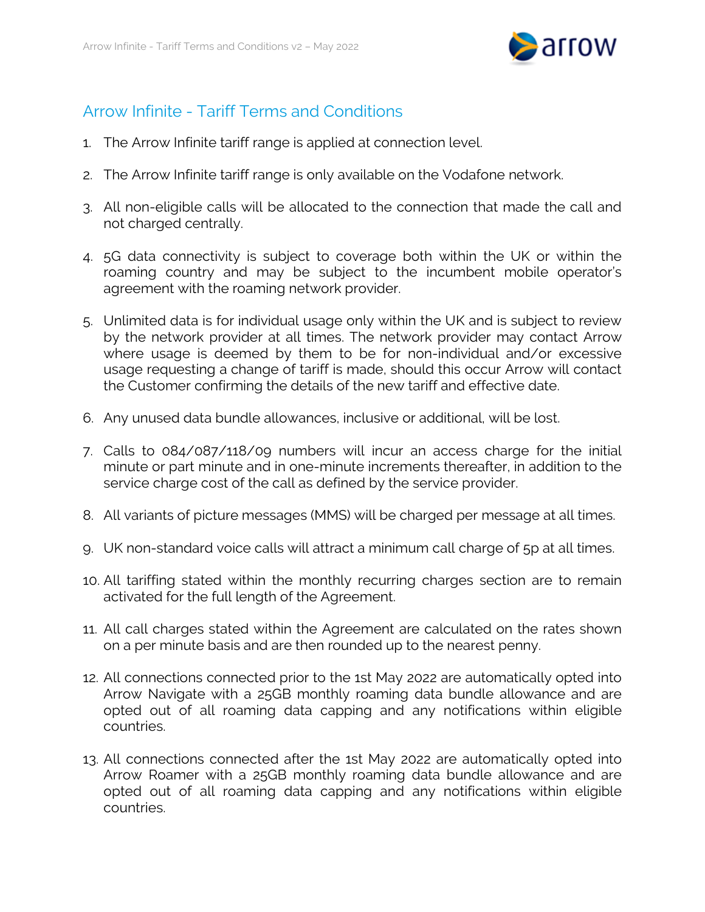# Arrow Infinite - Tariff Terms and Conditions

1. The Arrow Infinite tariff range is applied at connection level.

2. The Arrow Infinite tariff range is only available on the Vodafone network.

3. All non-eligible calls will be allocated to the connection that made the call and not charged centrally.

4. 5G data connectivity is subject to coverage both within the UK or within the roaming country and may be subject to the incumbent mobile operator's agreement with the roaming network provider.

5. Unlimited data is for individual usage only within the UK and is subject to review by the network provider at all times. The network provider may contact Arrow where usage is deemed by them to be for non-individual and/or excessive usage requesting a change of tariff is made, should this occur Arrow will contact the Customer confirming the details of the new tariff and effective date.

6. Any unused data bundle allowances, inclusive or additional, will be lost.

7. Calls to 084/087/118/09 numbers will incur an access charge for the initial minute or part minute and in one-minute increments thereafter, in addition to the service charge cost of the call as defined by the service provider.

8. All variants of picture messages (MMS) will be charged per message at all times.

9. UK non-standard voice calls will attract a minimum call charge of 5p at all times.

10. All tariffing stated within the monthly recurring charges section are to remain activated for the full length of the Agreement.

11. All call charges stated within the Agreement are calculated on the rates shown on a per minute basis and are then rounded up to the nearest penny.

12. All connections connected prior to the 1st May 2022 are automatically opted into Arrow Navigate with a 25GB monthly roaming data bundle allowance and are opted out of all roaming data capping and any notifications within eligible countries.

13. All connections connected after the 1st May 2022 are automatically opted into Arrow Roamer with a 25GB monthly roaming data bundle allowance and are opted out of all roaming data capping and any notifications within eligible countries.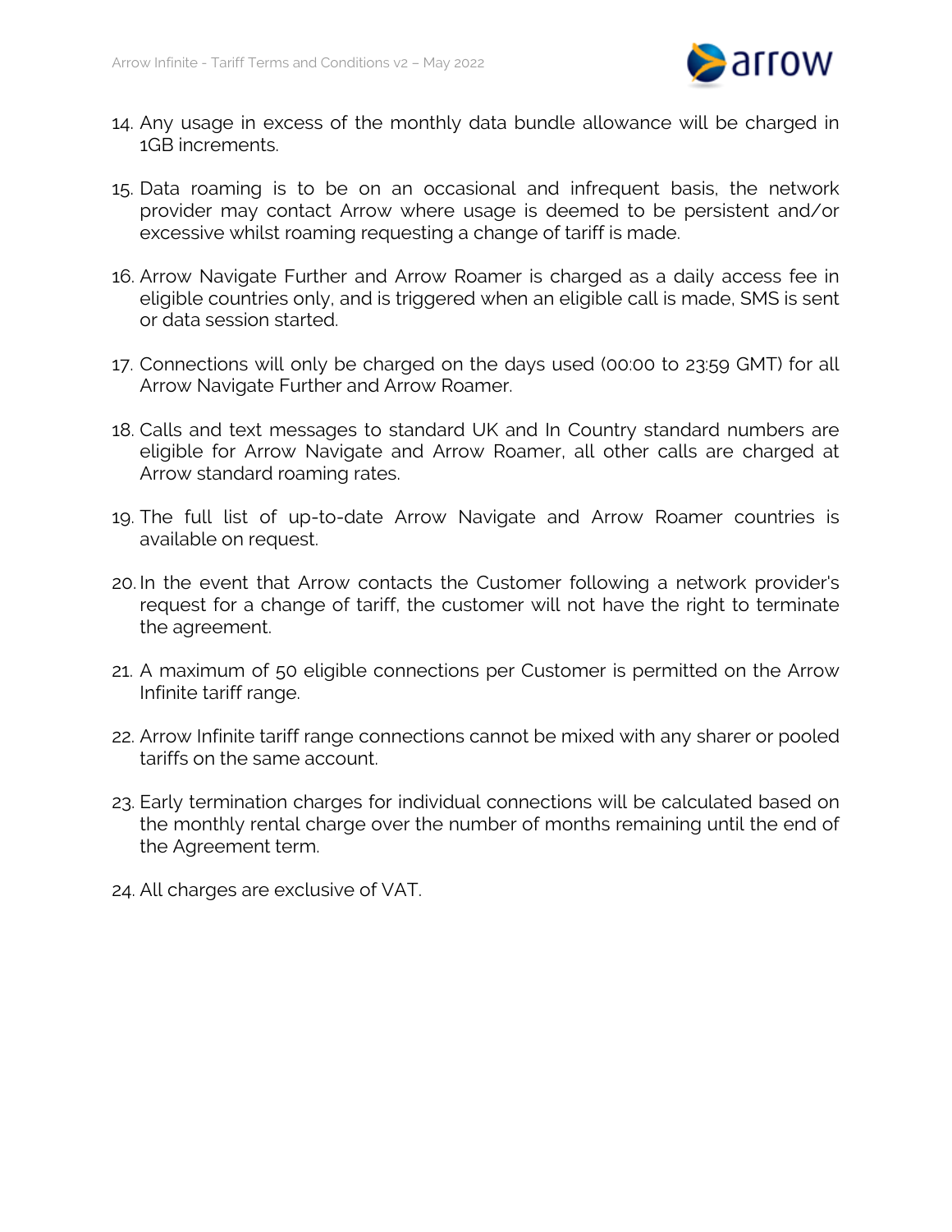14. Any usage in excess of the monthly data bundle allowance will be charged in 1GB increments.

15. Data roaming is to be on an occasional and infrequent basis, the network provider may contact Arrow where usage is deemed to be persistent and/or excessive whilst roaming requesting a change of tariff is made.

16. Arrow Navigate Further and Arrow Roamer is charged as a daily access fee in eligible countries only, and is triggered when an eligible call is made, SMS is sent or data session started.

17. Connections will only be charged on the days used (00:00 to 23:59 GMT) for all Arrow Navigate Further and Arrow Roamer.

18. Calls and text messages to standard UK and In Country standard numbers are eligible for Arrow Navigate and Arrow Roamer, all other calls are charged at Arrow standard roaming rates.

19. The full list of up-to-date Arrow Navigate and Arrow Roamer countries is available on request.

20. In the event that Arrow contacts the Customer following a network provider's request for a change of tariff, the customer will not have the right to terminate the agreement.

21. A maximum of 50 eligible connections per Customer is permitted on the Arrow Infinite tariff range.

22. Arrow Infinite tariff range connections cannot be mixed with any sharer or pooled tariffs on the same account.

23. Early termination charges for individual connections will be calculated based on the monthly rental charge over the number of months remaining until the end of the Agreement term.

24. All charges are exclusive of VAT.